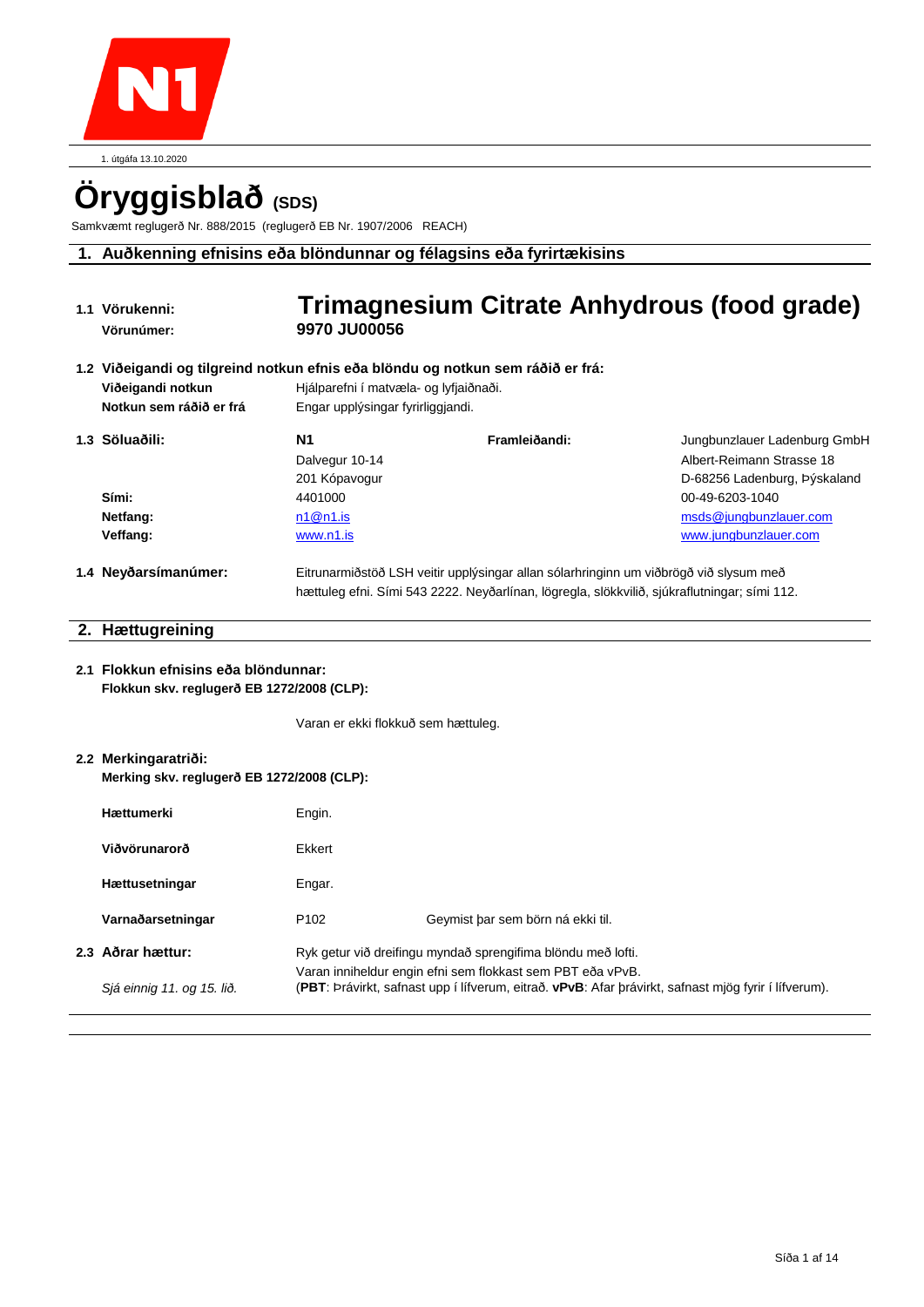1. útgáfa 13.10.2020

# Öryggisblað (SDS)

Samkvæmt reglugerð Nr. 888/2015 (reglugerð EB Nr. 1907/2006 REACH)

## 1. Auðkenning efnisins eða blöndunnar og félagsins eða fyrirtækisins

**1.1 Vörukenni:** **Trimagnesium Citrate Anhydrous (food grade)**

**Vörunúmer:** **9970 JU00056**

**1.2 Viðeigandi og tilgreind notkun efnis eða blöndu og notkun sem ráðið er frá:**

**Viðeigandi notkun** Hjálparefni í matvæla- og lyfjaiðnaði.

**Notkun sem ráðið er frá** Engar upplýsingar fyrirliggjandi.

| **1.3 Söluaðili:** | **N1** | **Framleiðandi:** | Jungbunzlauer Ladenburg GmbH |
|---|---|---|---|
| | Dalvegur 10-14 | | Albert-Reimann Strasse 18 |
| | 201 Kópavogur | | D-68256 Ladenburg, Þýskaland |
| **Sími:** | 4401000 | | 00-49-6203-1040 |
| **Netfang:** | n1@n1.is | | msds@jungbunzlauer.com |
| **Veffang:** | www.n1.is | | www.jungbunzlauer.com |

**1.4 Neyðarsímanúmer:** Eitrunarmiðstöð LSH veitir upplýsingar allan sólarhringinn um viðbrögð við slysum með hættuleg efni. Sími 543 2222. Neyðarlínan, lögregla, slökkvilið, sjúkraflutningar; sími 112.

## 2. Hættugreining

**2.1 Flokkun efnisins eða blöndunnar:**
**Flokkun skv. reglugerð EB 1272/2008 (CLP):**

Varan er ekki flokkuð sem hættuleg.

**2.2 Merkingaratriði:**
**Merking skv. reglugerð EB 1272/2008 (CLP):**

| | | |
|---|---|---|
| **Hættumerki** | Engin. | |
| **Viðvörunarorð** | Ekkert | |
| **Hættusetningar** | Engar. | |
| **Varnaðarsetningar** | P102 | Geymist þar sem börn ná ekki til. |

**2.3 Aðrar hættur:** Ryk getur við dreifingu myndað sprengifima blöndu með lofti.
Varan inniheldur engin efni sem flokkast sem PBT eða vPvB.

*Sjá einnig 11. og 15. lið.* (**PBT**: Þrávirkt, safnast upp í lífverum, eitrað. **vPvB**: Afar þrávirkt, safnast mjög fyrir í lífverum).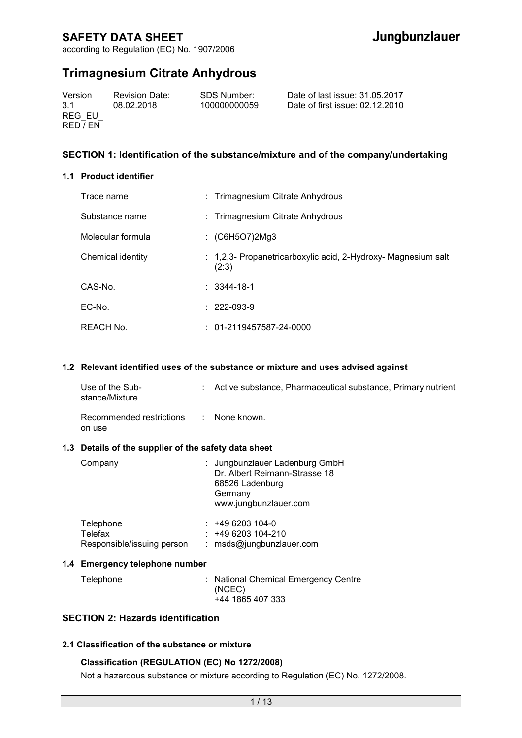# SAFETY DATA SHEET

according to Regulation (EC) No. 1907/2006

# Trimagnesium Citrate Anhydrous

| Version | Revision Date: | SDS Number: | Date of last issue: 31.05.2017 |
|---|---|---|---|
| 3.1 REG_EU_ RED / EN | 08.02.2018 | 100000000059 | Date of first issue: 02.12.2010 |

## SECTION 1: Identification of the substance/mixture and of the company/undertaking

### 1.1 Product identifier

| | |
|---|---|
| Trade name | : Trimagnesium Citrate Anhydrous |
| Substance name | : Trimagnesium Citrate Anhydrous |
| Molecular formula | : $(C_6H_5O_7)_2Mg_3$ |
| Chemical identity | : 1,2,3- Propanetricarboxylic acid, 2-Hydroxy- Magnesium salt (2:3) |
| CAS-No. | : 3344-18-1 |
| EC-No. | : 222-093-9 |
| REACH No. | : 01-2119457587-24-0000 |

### 1.2 Relevant identified uses of the substance or mixture and uses advised against

| | |
|---|---|
| Use of the Substance/Mixture | : Active substance, Pharmaceutical substance, Primary nutrient |
| Recommended restrictions on use | : None known. |

### 1.3 Details of the supplier of the safety data sheet

| | |
|---|---|
| Company | : Jungbunzlauer Ladenburg GmbH<br>Dr. Albert Reimann-Strasse 18<br>68526 Ladenburg<br>Germany<br>www.jungbunzlauer.com |
| Telephone | : +49 6203 104-0 |
| Telefax | : +49 6203 104-210 |
| Responsible/issuing person | : msds@jungbunzlauer.com |

### 1.4 Emergency telephone number

| | |
|---|---|
| Telephone | : National Chemical Emergency Centre (NCEC)<br>+44 1865 407 333 |

## SECTION 2: Hazards identification

### 2.1 Classification of the substance or mixture

**Classification (REGULATION (EC) No 1272/2008)**

Not a hazardous substance or mixture according to Regulation (EC) No. 1272/2008.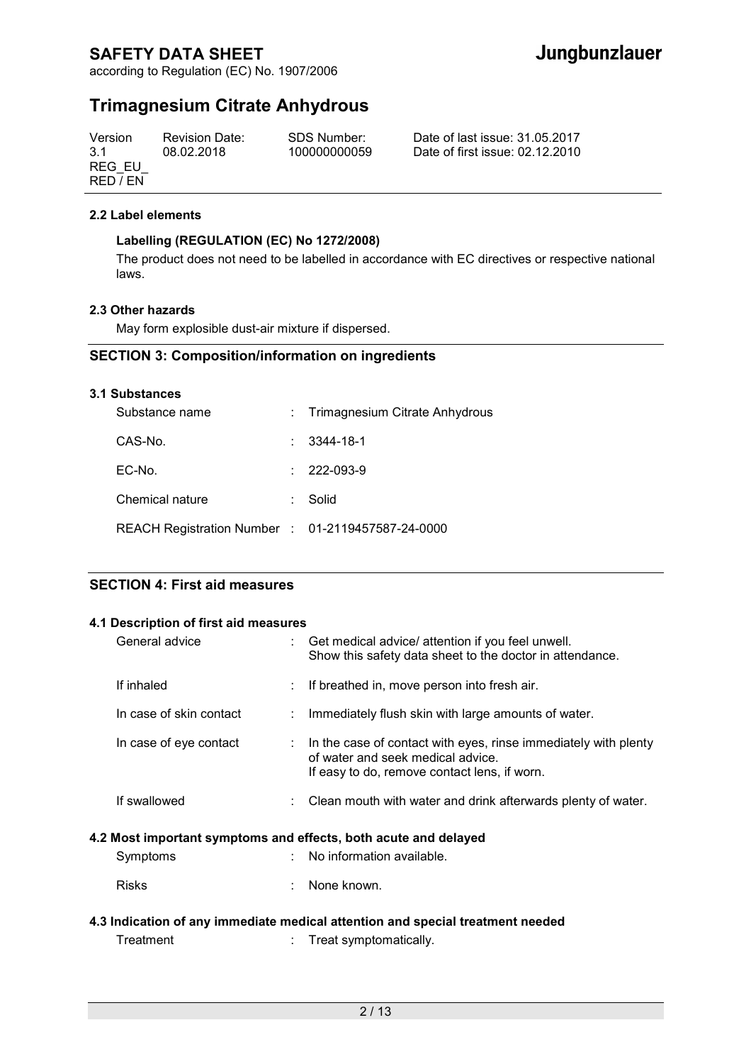**2.2 Label elements**

**Labelling (REGULATION (EC) No 1272/2008)**

The product does not need to be labelled in accordance with EC directives or respective national laws.

**2.3 Other hazards**

May form explosible dust-air mixture if dispersed.

## SECTION 3: Composition/information on ingredients

**3.1 Substances**

| | | |
|---|---|---|
| Substance name | : | Trimagnesium Citrate Anhydrous |
| CAS-No. | : | 3344-18-1 |
| EC-No. | : | 222-093-9 |
| Chemical nature | : | Solid |
| REACH Registration Number | : | 01-2119457587-24-0000 |

## SECTION 4: First aid measures

**4.1 Description of first aid measures**

| | | |
|---|---|---|
| General advice | : | Get medical advice/ attention if you feel unwell. Show this safety data sheet to the doctor in attendance. |
| If inhaled | : | If breathed in, move person into fresh air. |
| In case of skin contact | : | Immediately flush skin with large amounts of water. |
| In case of eye contact | : | In the case of contact with eyes, rinse immediately with plenty of water and seek medical advice. If easy to do, remove contact lens, if worn. |
| If swallowed | : | Clean mouth with water and drink afterwards plenty of water. |

**4.2 Most important symptoms and effects, both acute and delayed**

| | | |
|---|---|---|
| Symptoms | : | No information available. |
| Risks | : | None known. |

**4.3 Indication of any immediate medical attention and special treatment needed**

| | | |
|---|---|---|
| Treatment | : | Treat symptomatically. |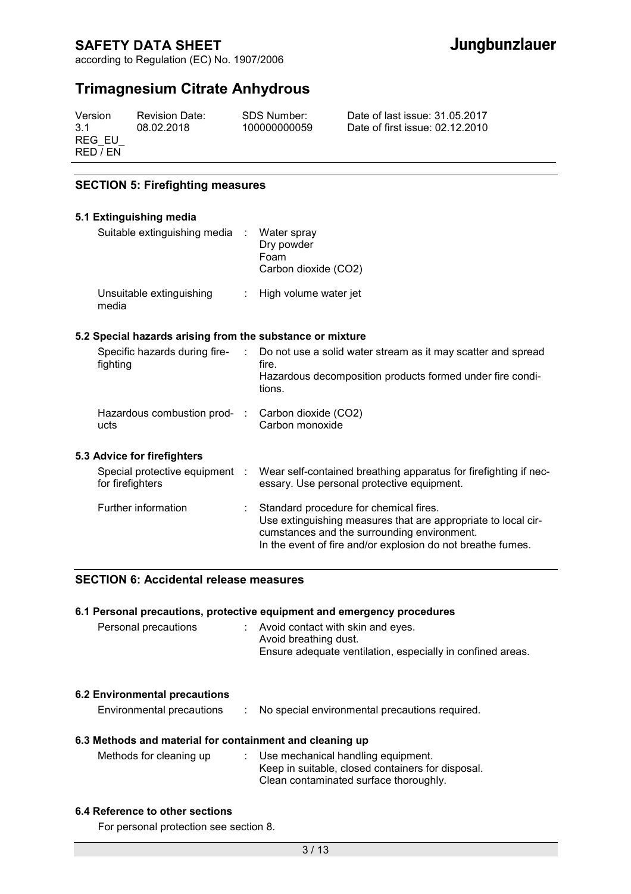## SECTION 5: Firefighting measures

### 5.1 Extinguishing media

| | |
|---|---|
| Suitable extinguishing media | Water spray<br>Dry powder<br>Foam<br>Carbon dioxide ($CO_2$) |
| Unsuitable extinguishing media | High volume water jet |

### 5.2 Special hazards arising from the substance or mixture

| | |
|---|---|
| Specific hazards during fire-fighting | Do not use a solid water stream as it may scatter and spread fire.<br>Hazardous decomposition products formed under fire conditions. |
| Hazardous combustion products | Carbon dioxide ($CO_2$)<br>Carbon monoxide |

### 5.3 Advice for firefighters

| | |
|---|---|
| Special protective equipment for firefighters | Wear self-contained breathing apparatus for firefighting if necessary. Use personal protective equipment. |
| Further information | Standard procedure for chemical fires.<br>Use extinguishing measures that are appropriate to local circumstances and the surrounding environment.<br>In the event of fire and/or explosion do not breathe fumes. |

## SECTION 6: Accidental release measures

### 6.1 Personal precautions, protective equipment and emergency procedures

| | |
|---|---|
| Personal precautions | Avoid contact with skin and eyes.<br>Avoid breathing dust.<br>Ensure adequate ventilation, especially in confined areas. |

### 6.2 Environmental precautions

| | |
|---|---|
| Environmental precautions | No special environmental precautions required. |

### 6.3 Methods and material for containment and cleaning up

| | |
|---|---|
| Methods for cleaning up | Use mechanical handling equipment.<br>Keep in suitable, closed containers for disposal.<br>Clean contaminated surface thoroughly. |

### 6.4 Reference to other sections

For personal protection see section 8.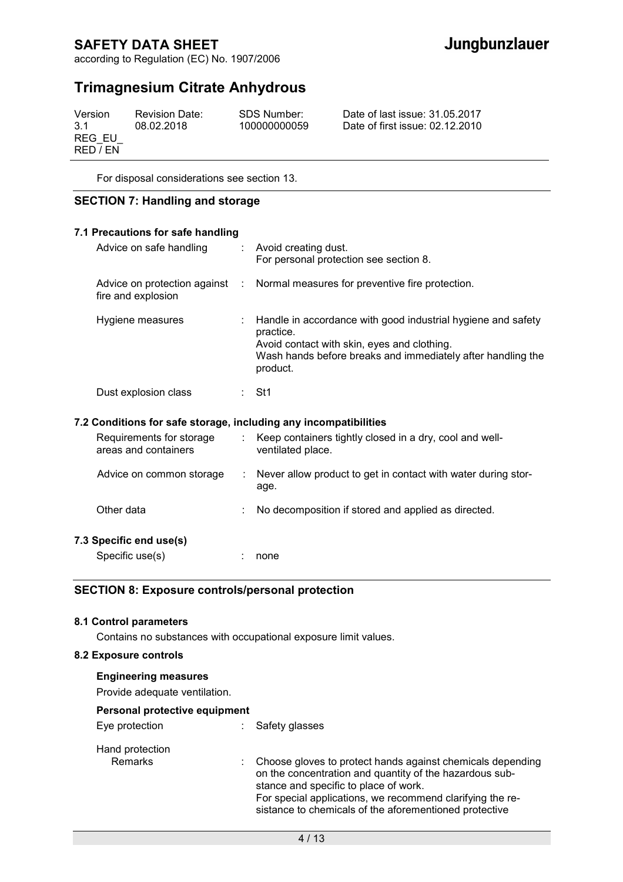For disposal considerations see section 13.

## SECTION 7: Handling and storage

### 7.1 Precautions for safe handling

| | | |
|---|---|---|
| Advice on safe handling | : | Avoid creating dust.<br>For personal protection see section 8. |
| Advice on protection against fire and explosion | : | Normal measures for preventive fire protection. |
| Hygiene measures | : | Handle in accordance with good industrial hygiene and safety practice.<br>Avoid contact with skin, eyes and clothing.<br>Wash hands before breaks and immediately after handling the product. |
| Dust explosion class | : | St1 |

### 7.2 Conditions for safe storage, including any incompatibilities

| | | |
|---|---|---|
| Requirements for storage areas and containers | : | Keep containers tightly closed in a dry, cool and well-ventilated place. |
| Advice on common storage | : | Never allow product to get in contact with water during storage. |
| Other data | : | No decomposition if stored and applied as directed. |

### 7.3 Specific end use(s)

| | | |
|---|---|---|
| Specific use(s) | : | none |

## SECTION 8: Exposure controls/personal protection

### 8.1 Control parameters

Contains no substances with occupational exposure limit values.

### 8.2 Exposure controls

**Engineering measures**

Provide adequate ventilation.

**Personal protective equipment**

| | | |
|---|---|---|
| Eye protection | : | Safety glasses |
| Hand protection<br>Remarks | : | Choose gloves to protect hands against chemicals depending on the concentration and quantity of the hazardous substance and specific to place of work.<br>For special applications, we recommend clarifying the resistance to chemicals of the aforementioned protective |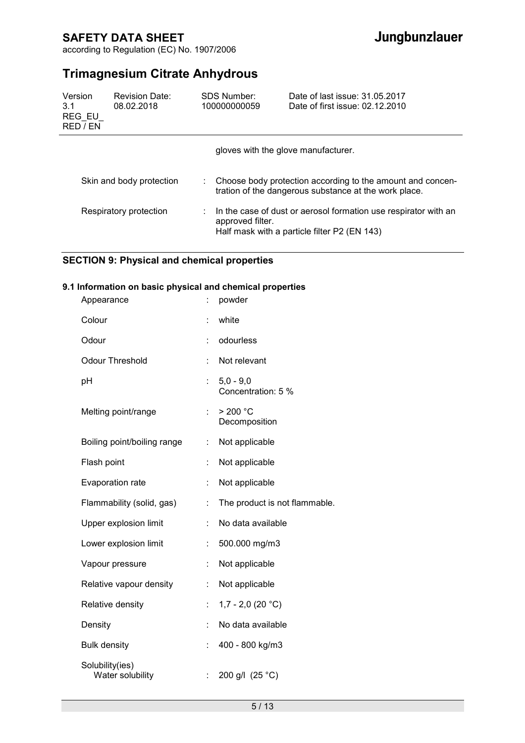gloves with the glove manufacturer.

| | | |
|---|---|---|
| Skin and body protection | : | Choose body protection according to the amount and concentration of the dangerous substance at the work place. |
| Respiratory protection | : | In the case of dust or aerosol formation use respirator with an approved filter. Half mask with a particle filter P2 (EN 143) |

## SECTION 9: Physical and chemical properties

### 9.1 Information on basic physical and chemical properties

| | | |
|---|---|---|
| Appearance | : | powder |
| Colour | : | white |
| Odour | : | odourless |
| Odour Threshold | : | Not relevant |
| pH | : | 5,0 - 9,0<br>Concentration: 5 % |
| Melting point/range | : | > 200 °C<br>Decomposition |
| Boiling point/boiling range | : | Not applicable |
| Flash point | : | Not applicable |
| Evaporation rate | : | Not applicable |
| Flammability (solid, gas) | : | The product is not flammable. |
| Upper explosion limit | : | No data available |
| Lower explosion limit | : | 500.000 mg/m3 |
| Vapour pressure | : | Not applicable |
| Relative vapour density | : | Not applicable |
| Relative density | : | 1,7 - 2,0 (20 °C) |
| Density | : | No data available |
| Bulk density | : | 400 - 800 kg/m3 |
| Solubility(ies)<br>Water solubility | : | 200 g/l (25 °C) |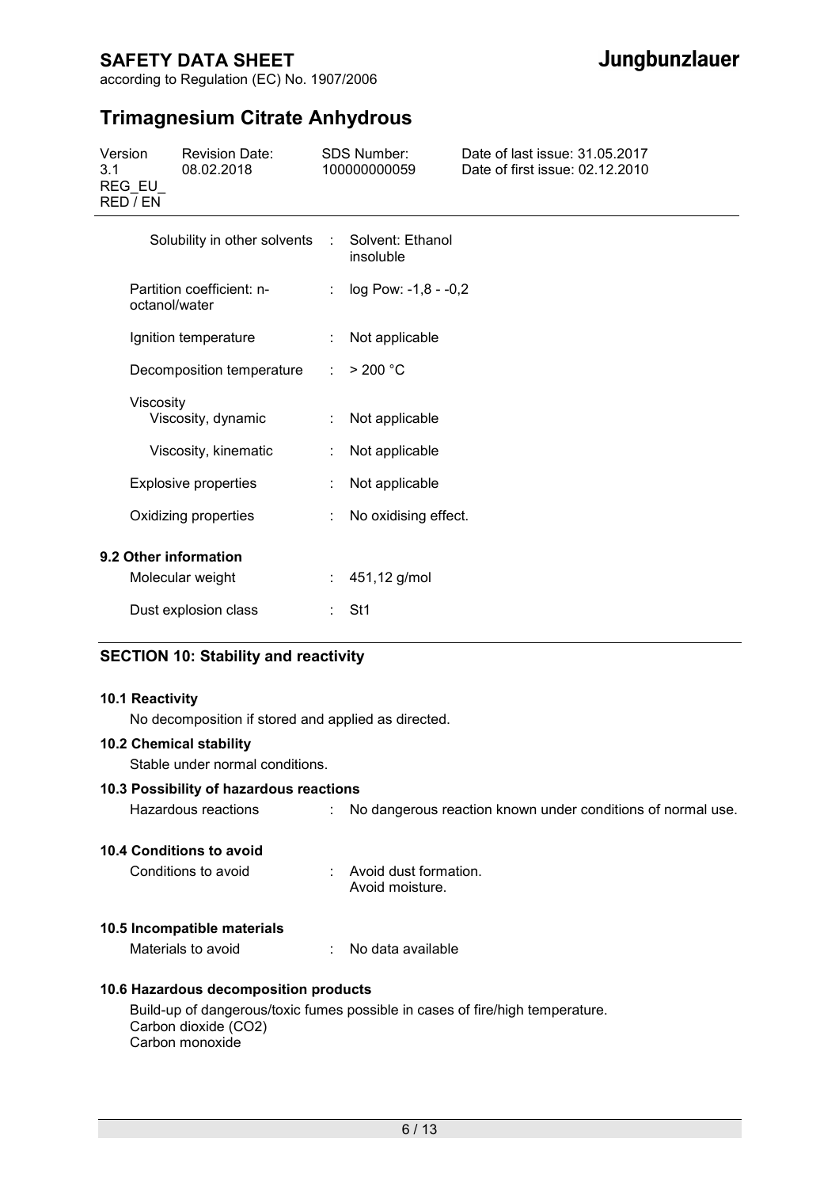| | | |
|---|---|---|
| Solubility in other solvents | : | Solvent: Ethanol<br>insoluble |
| Partition coefficient: n-octanol/water | : | log Pow: -1,8 - -0,2 |
| Ignition temperature | : | Not applicable |
| Decomposition temperature | : | > 200 °C |
| Viscosity | | |
| Viscosity, dynamic | : | Not applicable |
| Viscosity, kinematic | : | Not applicable |
| Explosive properties | : | Not applicable |
| Oxidizing properties | : | No oxidising effect. |

**9.2 Other information**

| | | |
|---|---|---|
| Molecular weight | : | 451,12 g/mol |
| Dust explosion class | : | St1 |

## SECTION 10: Stability and reactivity

**10.1 Reactivity**

No decomposition if stored and applied as directed.

**10.2 Chemical stability**

Stable under normal conditions.

**10.3 Possibility of hazardous reactions**

Hazardous reactions : No dangerous reaction known under conditions of normal use.

**10.4 Conditions to avoid**

Conditions to avoid : Avoid dust formation.
Avoid moisture.

**10.5 Incompatible materials**

Materials to avoid : No data available

**10.6 Hazardous decomposition products**

Build-up of dangerous/toxic fumes possible in cases of fire/high temperature.
Carbon dioxide ($CO_2$)
Carbon monoxide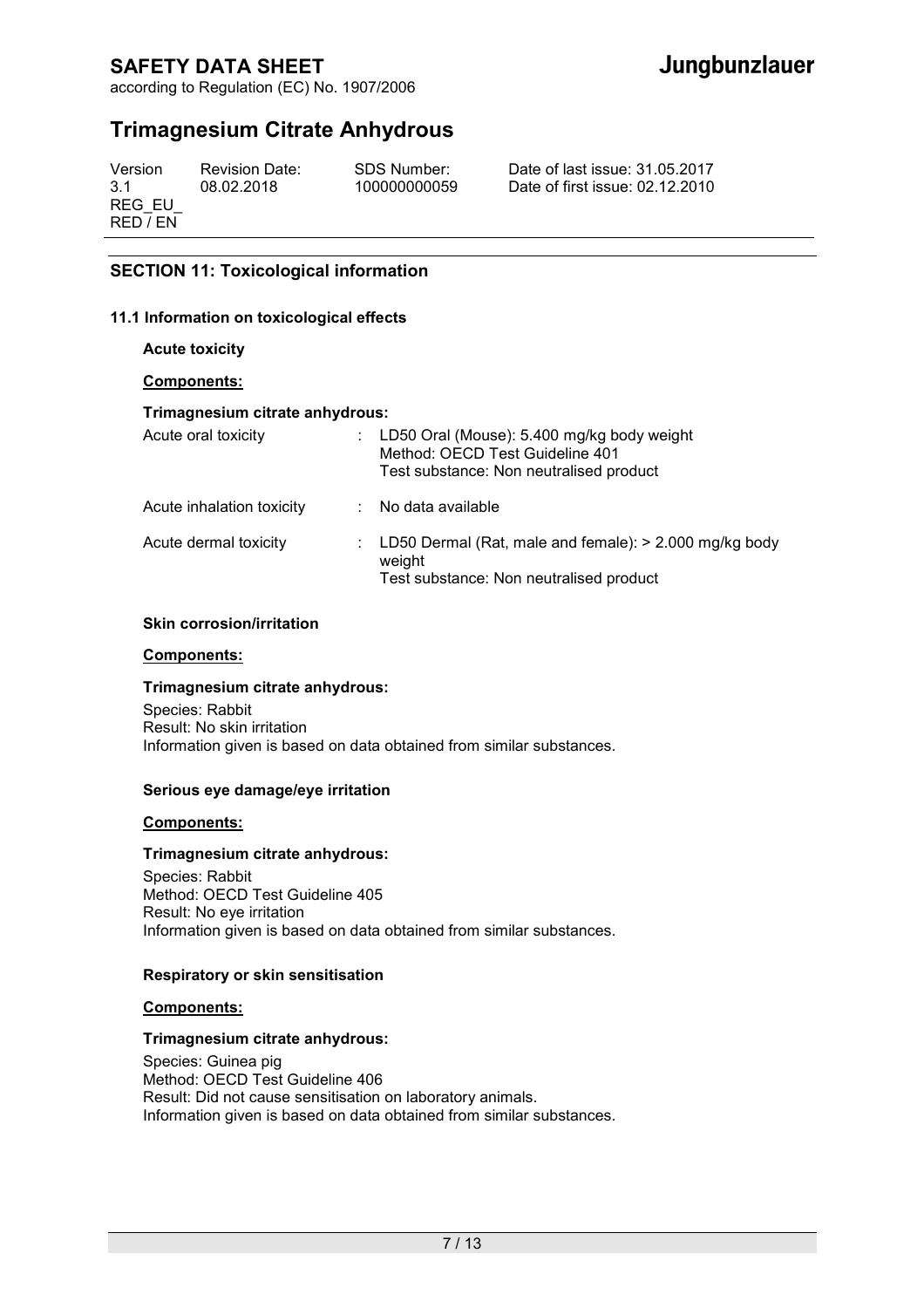## SECTION 11: Toxicological information

### 11.1 Information on toxicological effects

**Acute toxicity**

**Components:**

**Trimagnesium citrate anhydrous:**

| | | |
|---|---|---|
| Acute oral toxicity | : | LD50 Oral (Mouse): 5.400 mg/kg body weight<br>Method: OECD Test Guideline 401<br>Test substance: Non neutralised product |
| Acute inhalation toxicity | : | No data available |
| Acute dermal toxicity | : | LD50 Dermal (Rat, male and female): > 2.000 mg/kg body weight<br>Test substance: Non neutralised product |

**Skin corrosion/irritation**

**Components:**

**Trimagnesium citrate anhydrous:**

Species: Rabbit
Result: No skin irritation
Information given is based on data obtained from similar substances.

**Serious eye damage/eye irritation**

**Components:**

**Trimagnesium citrate anhydrous:**

Species: Rabbit
Method: OECD Test Guideline 405
Result: No eye irritation
Information given is based on data obtained from similar substances.

**Respiratory or skin sensitisation**

**Components:**

**Trimagnesium citrate anhydrous:**

Species: Guinea pig
Method: OECD Test Guideline 406
Result: Did not cause sensitisation on laboratory animals.
Information given is based on data obtained from similar substances.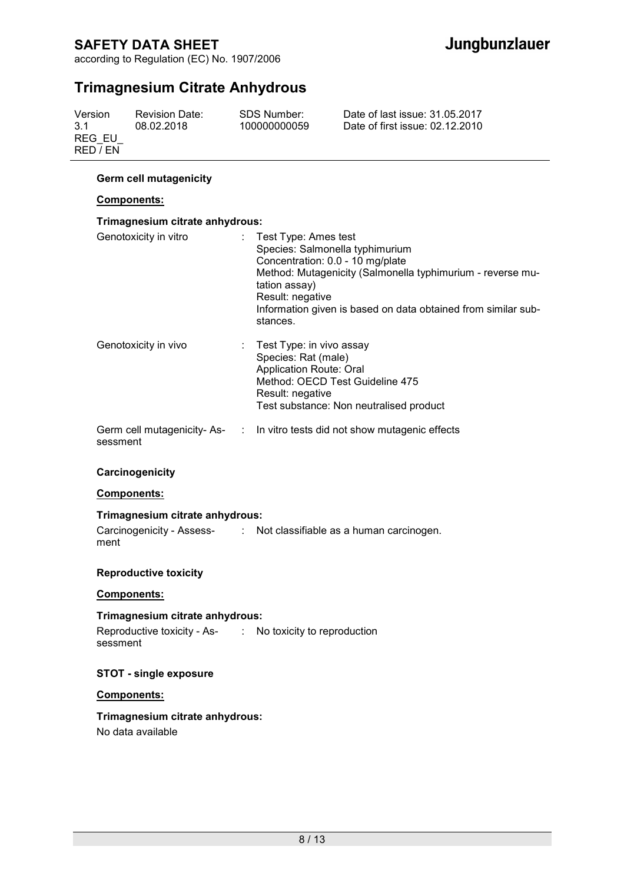#### Germ cell mutagenicity

**Components:**

**Trimagnesium citrate anhydrous:**

| | | |
|---|---|---|
| Genotoxicity in vitro | : | Test Type: Ames test<br>Species: Salmonella typhimurium<br>Concentration: 0.0 - 10 mg/plate<br>Method: Mutagenicity (Salmonella typhimurium - reverse mutation assay)<br>Result: negative<br>Information given is based on data obtained from similar substances. |
| Genotoxicity in vivo | : | Test Type: in vivo assay<br>Species: Rat (male)<br>Application Route: Oral<br>Method: OECD Test Guideline 475<br>Result: negative<br>Test substance: Non neutralised product |
| Germ cell mutagenicity- Assessment | : | In vitro tests did not show mutagenic effects |

#### Carcinogenicity

**Components:**

**Trimagnesium citrate anhydrous:**

| | | |
|---|---|---|
| Carcinogenicity - Assessment | : | Not classifiable as a human carcinogen. |

#### Reproductive toxicity

**Components:**

**Trimagnesium citrate anhydrous:**

| | | |
|---|---|---|
| Reproductive toxicity - Assessment | : | No toxicity to reproduction |

#### STOT - single exposure

**Components:**

**Trimagnesium citrate anhydrous:**

No data available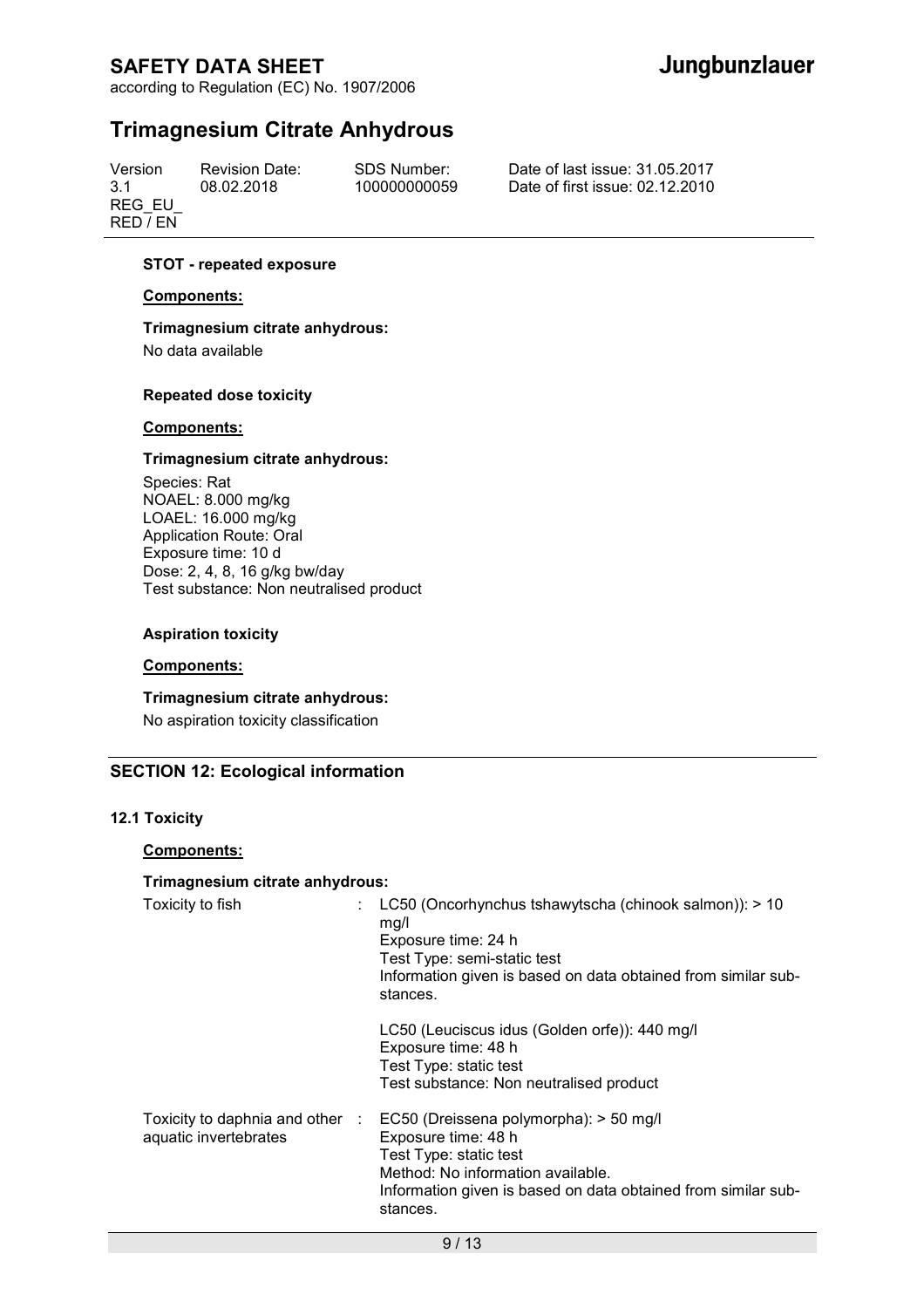**STOT - repeated exposure**

**Components:**

**Trimagnesium citrate anhydrous:**

No data available

**Repeated dose toxicity**

**Components:**

**Trimagnesium citrate anhydrous:**

Species: Rat
NOAEL: 8.000 mg/kg
LOAEL: 16.000 mg/kg
Application Route: Oral
Exposure time: 10 d
Dose: 2, 4, 8, 16 g/kg bw/day
Test substance: Non neutralised product

**Aspiration toxicity**

**Components:**

**Trimagnesium citrate anhydrous:**

No aspiration toxicity classification

## SECTION 12: Ecological information

### 12.1 Toxicity

**Components:**

**Trimagnesium citrate anhydrous:**

| | | |
|---|---|---|
| Toxicity to fish | : | LC50 (Oncorhynchus tshawytscha (chinook salmon)): > 10 mg/l<br>Exposure time: 24 h<br>Test Type: semi-static test<br>Information given is based on data obtained from similar substances.<br><br>LC50 (Leuciscus idus (Golden orfe)): 440 mg/l<br>Exposure time: 48 h<br>Test Type: static test<br>Test substance: Non neutralised product |
| Toxicity to daphnia and other aquatic invertebrates | : | EC50 (Dreissena polymorpha): > 50 mg/l<br>Exposure time: 48 h<br>Test Type: static test<br>Method: No information available.<br>Information given is based on data obtained from similar substances. |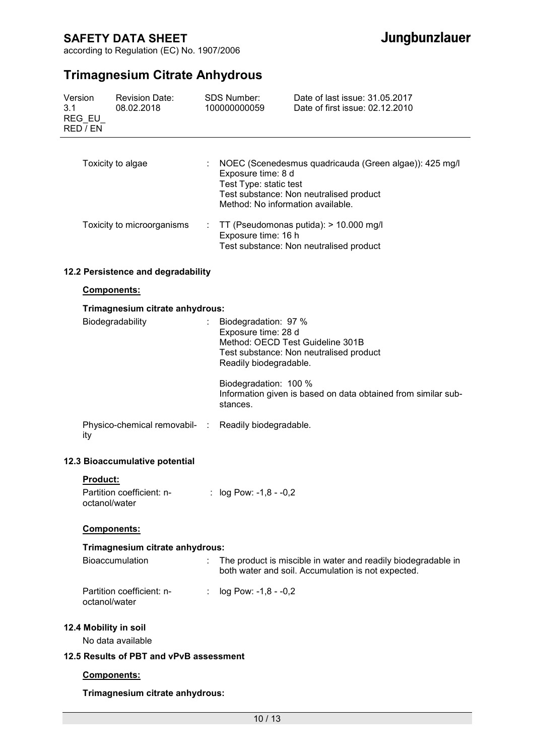| | | |
|---|---|---|
| Toxicity to algae | : | NOEC (Scenedesmus quadricauda (Green algae)): 425 mg/l<br>Exposure time: 8 d<br>Test Type: static test<br>Test substance: Non neutralised product<br>Method: No information available. |
| Toxicity to microorganisms | : | TT (Pseudomonas putida): > 10.000 mg/l<br>Exposure time: 16 h<br>Test substance: Non neutralised product |

### 12.2 Persistence and degradability

**Components:**

**Trimagnesium citrate anhydrous:**

| | | |
|---|---|---|
| Biodegradability | : | Biodegradation: 97 %<br>Exposure time: 28 d<br>Method: OECD Test Guideline 301B<br>Test substance: Non neutralised product<br>Readily biodegradable.<br><br>Biodegradation: 100 %<br>Information given is based on data obtained from similar substances. |
| Physico-chemical removability | : | Readily biodegradable. |

### 12.3 Bioaccumulative potential

**Product:**

| | | |
|---|---|---|
| Partition coefficient: n-octanol/water | : | log Pow: -1,8 - -0,2 |

**Components:**

**Trimagnesium citrate anhydrous:**

| | | |
|---|---|---|
| Bioaccumulation | : | The product is miscible in water and readily biodegradable in both water and soil. Accumulation is not expected. |
| Partition coefficient: n-octanol/water | : | log Pow: -1,8 - -0,2 |

### 12.4 Mobility in soil

No data available

### 12.5 Results of PBT and vPvB assessment

**Components:**

**Trimagnesium citrate anhydrous:**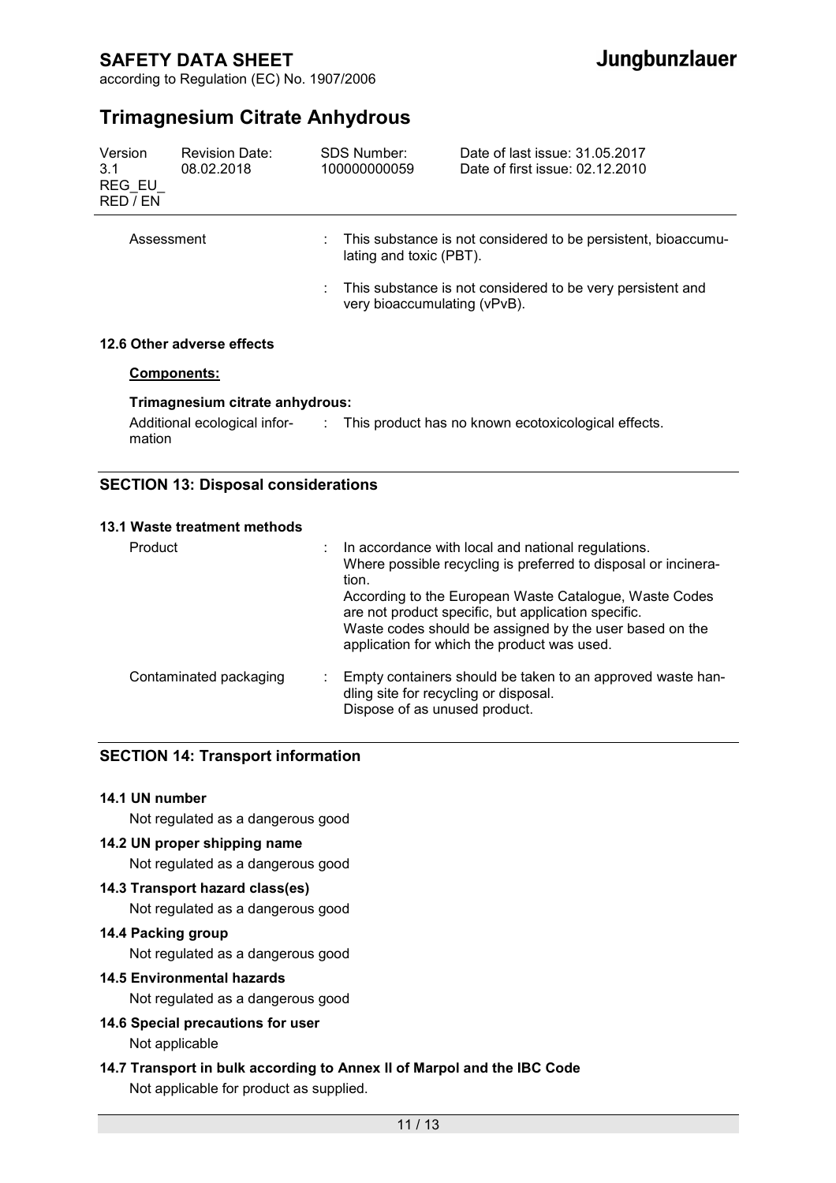| | | |
|---|---|---|
| Assessment | : | This substance is not considered to be persistent, bioaccumulating and toxic (PBT). |
| | : | This substance is not considered to be very persistent and very bioaccumulating (vPvB). |

**12.6 Other adverse effects**

**Components:**

**Trimagnesium citrate anhydrous:**

| | | |
|---|---|---|
| Additional ecological information | : | This product has no known ecotoxicological effects. |

## SECTION 13: Disposal considerations

**13.1 Waste treatment methods**

| | | |
|---|---|---|
| Product | : | In accordance with local and national regulations.<br>Where possible recycling is preferred to disposal or incineration.<br>According to the European Waste Catalogue, Waste Codes are not product specific, but application specific.<br>Waste codes should be assigned by the user based on the application for which the product was used. |
| Contaminated packaging | : | Empty containers should be taken to an approved waste handling site for recycling or disposal.<br>Dispose of as unused product. |

## SECTION 14: Transport information

**14.1 UN number**

Not regulated as a dangerous good

**14.2 UN proper shipping name**

Not regulated as a dangerous good

**14.3 Transport hazard class(es)**

Not regulated as a dangerous good

**14.4 Packing group**

Not regulated as a dangerous good

**14.5 Environmental hazards**

Not regulated as a dangerous good

**14.6 Special precautions for user**

Not applicable

**14.7 Transport in bulk according to Annex II of Marpol and the IBC Code**

Not applicable for product as supplied.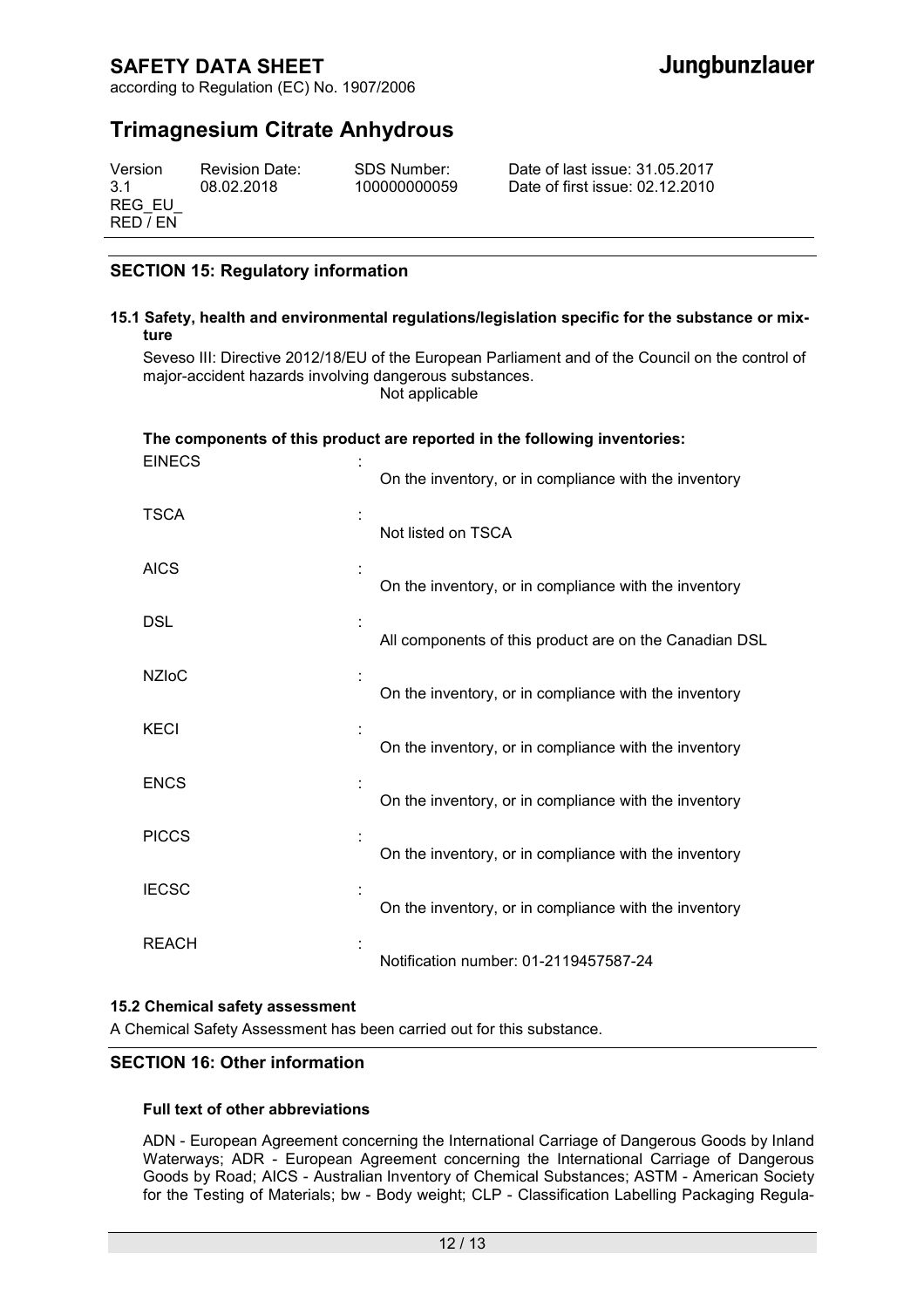## SECTION 15: Regulatory information

**15.1 Safety, health and environmental regulations/legislation specific for the substance or mixture**

Seveso III: Directive 2012/18/EU of the European Parliament and of the Council on the control of major-accident hazards involving dangerous substances.

Not applicable

**The components of this product are reported in the following inventories:**

| | | |
|---|---|---|
| EINECS | : | On the inventory, or in compliance with the inventory |
| TSCA | : | Not listed on TSCA |
| AICS | : | On the inventory, or in compliance with the inventory |
| DSL | : | All components of this product are on the Canadian DSL |
| NZIoC | : | On the inventory, or in compliance with the inventory |
| KECI | : | On the inventory, or in compliance with the inventory |
| ENCS | : | On the inventory, or in compliance with the inventory |
| PICCS | : | On the inventory, or in compliance with the inventory |
| IECSC | : | On the inventory, or in compliance with the inventory |
| REACH | : | Notification number: 01-2119457587-24 |

**15.2 Chemical safety assessment**

A Chemical Safety Assessment has been carried out for this substance.

## SECTION 16: Other information

**Full text of other abbreviations**

ADN - European Agreement concerning the International Carriage of Dangerous Goods by Inland Waterways; ADR - European Agreement concerning the International Carriage of Dangerous Goods by Road; AICS - Australian Inventory of Chemical Substances; ASTM - American Society for the Testing of Materials; bw - Body weight; CLP - Classification Labelling Packaging Regula-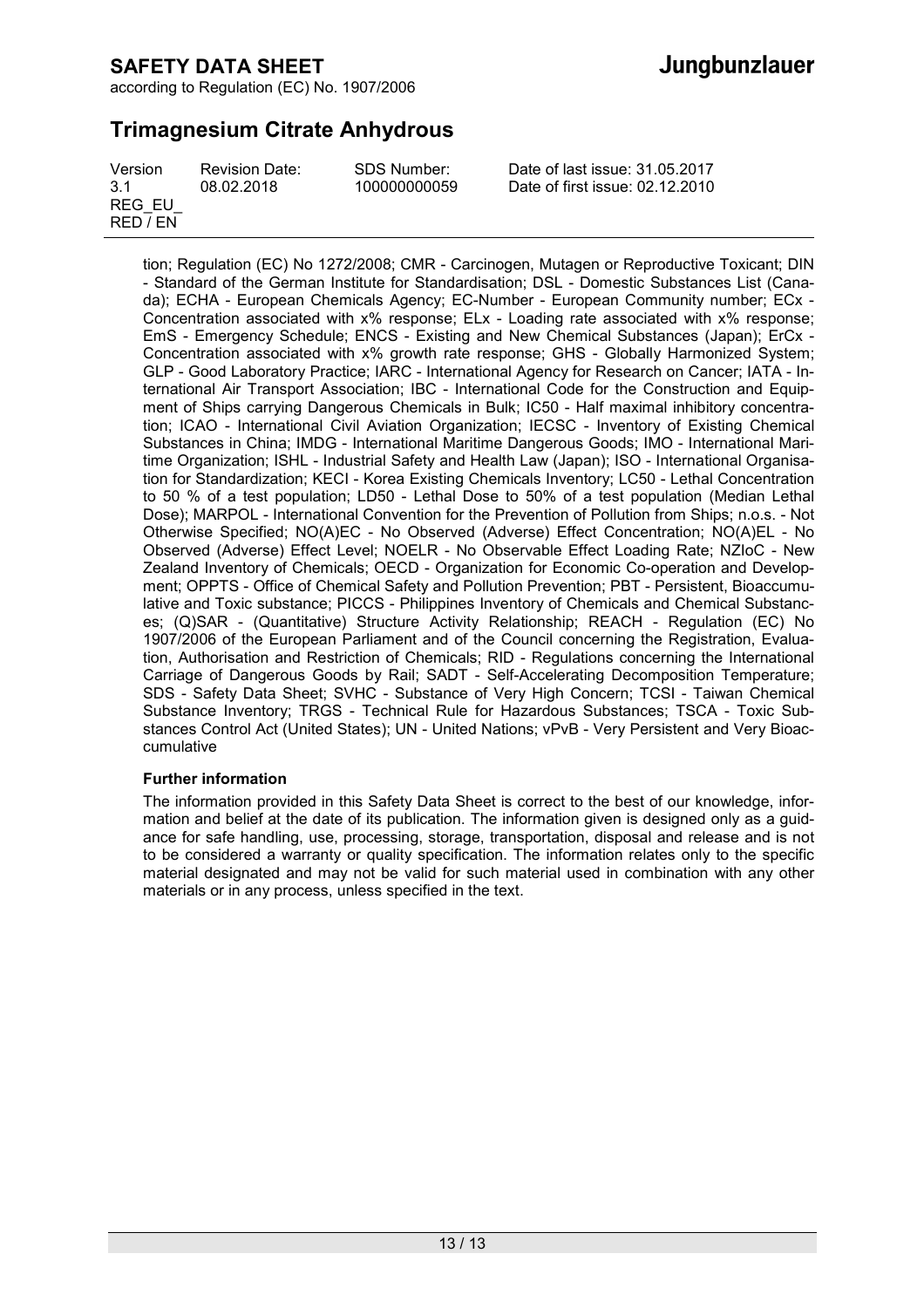tion; Regulation (EC) No 1272/2008; CMR - Carcinogen, Mutagen or Reproductive Toxicant; DIN - Standard of the German Institute for Standardisation; DSL - Domestic Substances List (Canada); ECHA - European Chemicals Agency; EC-Number - European Community number; ECx - Concentration associated with x% response; ELx - Loading rate associated with x% response; EmS - Emergency Schedule; ENCS - Existing and New Chemical Substances (Japan); ErCx - Concentration associated with x% growth rate response; GHS - Globally Harmonized System; GLP - Good Laboratory Practice; IARC - International Agency for Research on Cancer; IATA - International Air Transport Association; IBC - International Code for the Construction and Equipment of Ships carrying Dangerous Chemicals in Bulk; IC50 - Half maximal inhibitory concentration; ICAO - International Civil Aviation Organization; IECSC - Inventory of Existing Chemical Substances in China; IMDG - International Maritime Dangerous Goods; IMO - International Maritime Organization; ISHL - Industrial Safety and Health Law (Japan); ISO - International Organisation for Standardization; KECI - Korea Existing Chemicals Inventory; LC50 - Lethal Concentration to 50 % of a test population; LD50 - Lethal Dose to 50% of a test population (Median Lethal Dose); MARPOL - International Convention for the Prevention of Pollution from Ships; n.o.s. - Not Otherwise Specified; NO(A)EC - No Observed (Adverse) Effect Concentration; NO(A)EL - No Observed (Adverse) Effect Level; NOELR - No Observable Effect Loading Rate; NZIoC - New Zealand Inventory of Chemicals; OECD - Organization for Economic Co-operation and Development; OPPTS - Office of Chemical Safety and Pollution Prevention; PBT - Persistent, Bioaccumulative and Toxic substance; PICCS - Philippines Inventory of Chemicals and Chemical Substances; (Q)SAR - (Quantitative) Structure Activity Relationship; REACH - Regulation (EC) No 1907/2006 of the European Parliament and of the Council concerning the Registration, Evaluation, Authorisation and Restriction of Chemicals; RID - Regulations concerning the International Carriage of Dangerous Goods by Rail; SADT - Self-Accelerating Decomposition Temperature; SDS - Safety Data Sheet; SVHC - Substance of Very High Concern; TCSI - Taiwan Chemical Substance Inventory; TRGS - Technical Rule for Hazardous Substances; TSCA - Toxic Substances Control Act (United States); UN - United Nations; vPvB - Very Persistent and Very Bioaccumulative

**Further information**

The information provided in this Safety Data Sheet is correct to the best of our knowledge, information and belief at the date of its publication. The information given is designed only as a guidance for safe handling, use, processing, storage, transportation, disposal and release and is not to be considered a warranty or quality specification. The information relates only to the specific material designated and may not be valid for such material used in combination with any other materials or in any process, unless specified in the text.